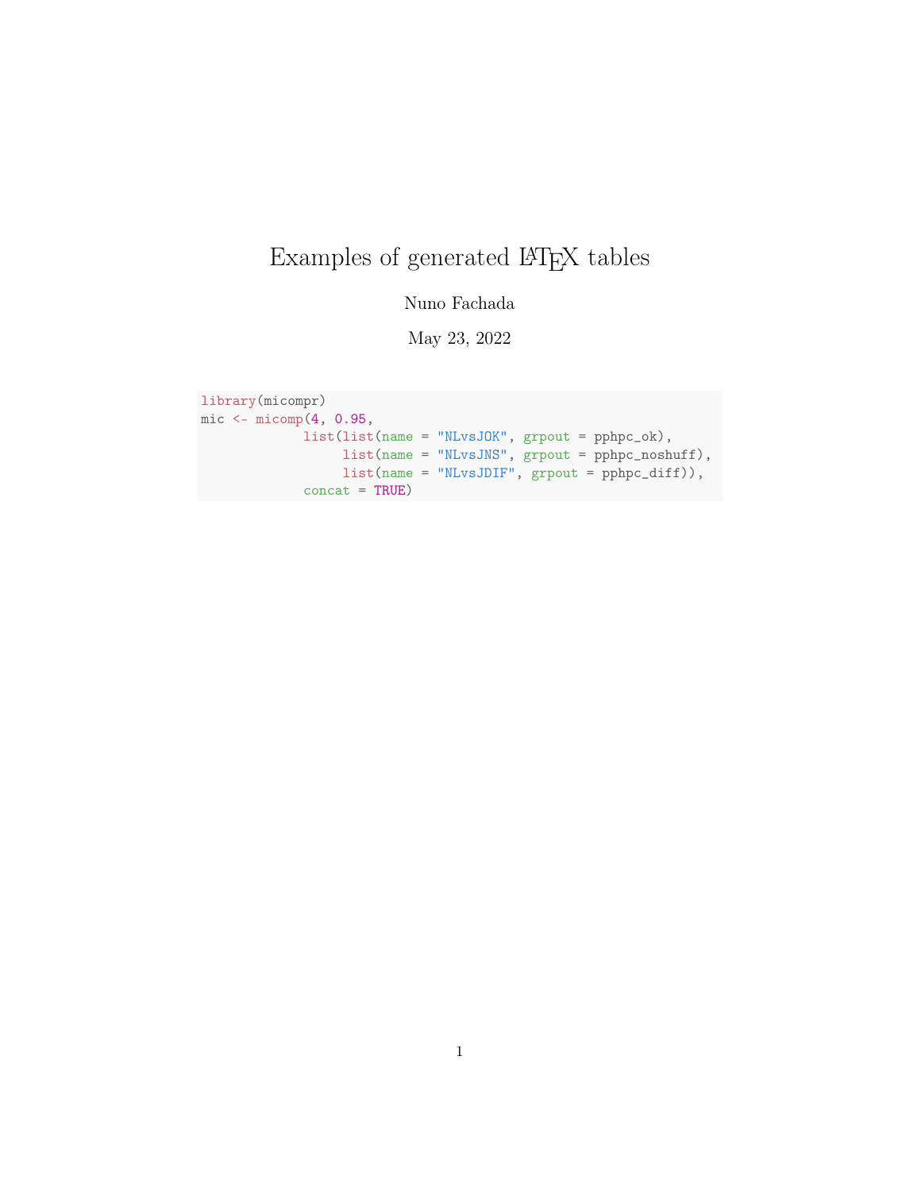# Examples of generated LaTeX tables

Nuno Fachada

May 23, 2022

```r
library(micompr)
mic <- micomp(4, 0.95,
            list(list(name = "NLvsJOK", grpout = pphpc_ok),
                 list(name = "NLvsJNS", grpout = pphpc_noshuff),
                 list(name = "NLvsJDIF", grpout = pphpc_diff)),
            concat = TRUE)
```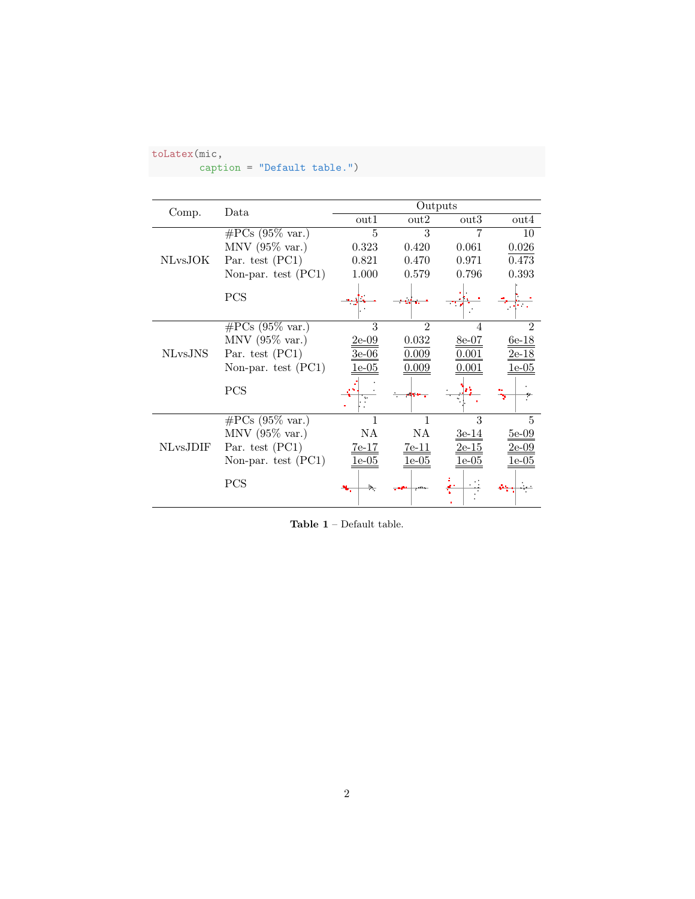```
toLatex(mic,
        caption = "Default table.")
```

| Comp. | Data | Outputs | | | |
|---|---|---|---|---|---|
| | | out1 | out2 | out3 | out4 |
| NLvsJOK | #PCs (95% var.) | 5 | 3 | 7 | 10 |
| | MNV (95% var.) | 0.323 | 0.420 | 0.061 | 0.026 |
| | Par. test (PC1) | 0.821 | 0.470 | 0.971 | 0.473 |
| | Non-par. test (PC1) | 1.000 | 0.579 | 0.796 | 0.393 |
| | PCS | | | | |
| NLvsJNS | #PCs (95% var.) | 3 | 2 | 4 | 2 |
| | MNV (95% var.) | 2e-09 | 0.032 | 8e-07 | 6e-18 |
| | Par. test (PC1) | 3e-06 | 0.009 | 0.001 | 2e-18 |
| | Non-par. test (PC1) | 1e-05 | 0.009 | 0.001 | 1e-05 |
| | PCS | | | | |
| NLvsJDIF | #PCs (95% var.) | 1 | 1 | 3 | 5 |
| | MNV (95% var.) | NA | NA | 3e-14 | 5e-09 |
| | Par. test (PC1) | 7e-17 | 7e-11 | 2e-15 | 2e-09 |
| | Non-par. test (PC1) | 1e-05 | 1e-05 | 1e-05 | 1e-05 |
| | PCS | | | | |

**Table 1** – Default table.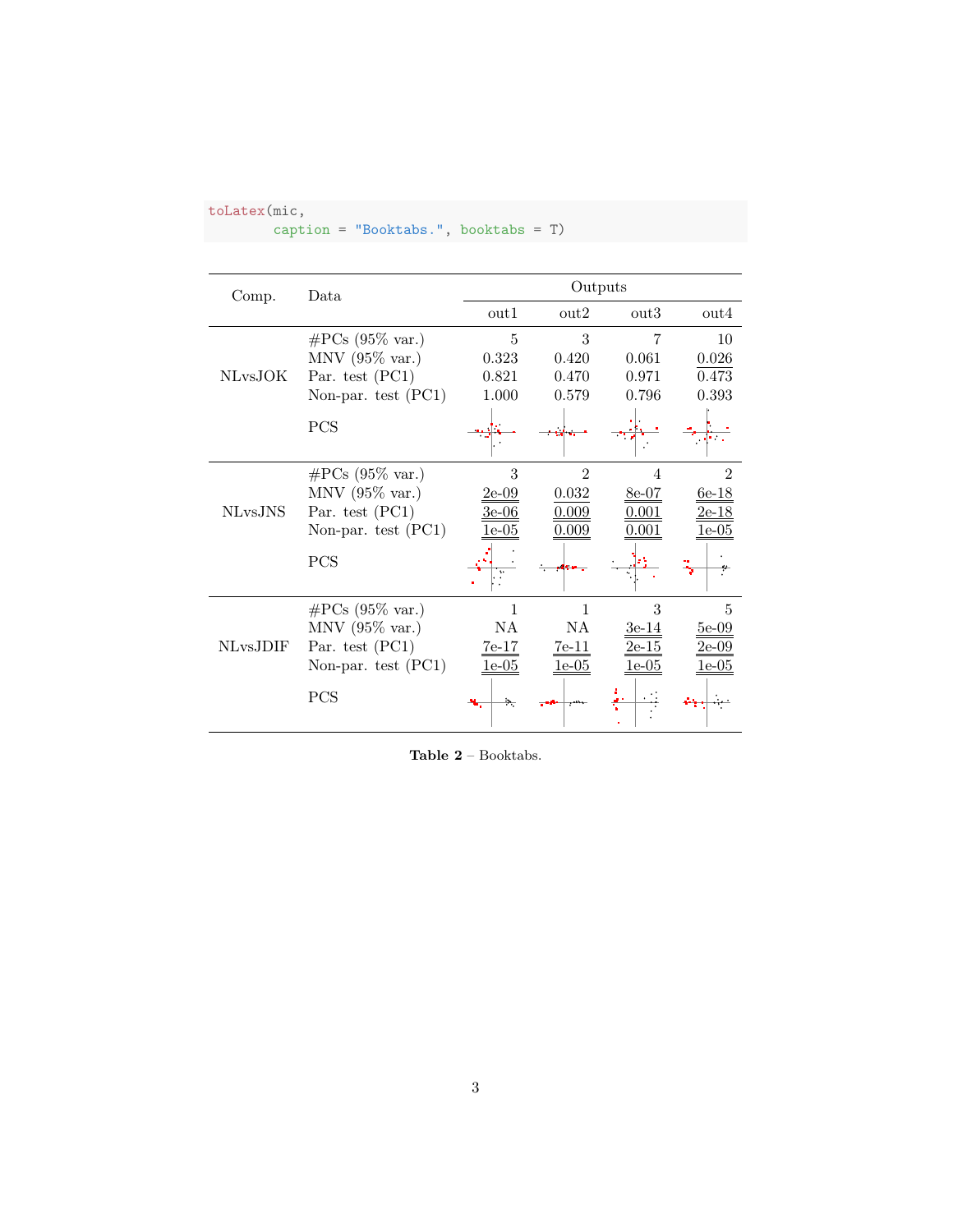```
toLatex(mic,
        caption = "Booktabs.", booktabs = T)
```

| Comp. | Data | Outputs | | | |
|---|---|---|---|---|---|
| | | out1 | out2 | out3 | out4 |
| NLvsJOK | #PCs (95% var.) | 5 | 3 | 7 | 10 |
| | MNV (95% var.) | 0.323 | 0.420 | 0.061 | 0.026 |
| | Par. test (PC1) | 0.821 | 0.470 | 0.971 | 0.473 |
| | Non-par. test (PC1) | 1.000 | 0.579 | 0.796 | 0.393 |
| | PCS | | | | |
| NLvsJNS | #PCs (95% var.) | 3 | 2 | 4 | 2 |
| | MNV (95% var.) | 2e-09 | 0.032 | 8e-07 | 6e-18 |
| | Par. test (PC1) | 3e-06 | 0.009 | 0.001 | 2e-18 |
| | Non-par. test (PC1) | 1e-05 | 0.009 | 0.001 | 1e-05 |
| | PCS | | | | |
| NLvsJDIF | #PCs (95% var.) | 1 | 1 | 3 | 5 |
| | MNV (95% var.) | NA | NA | 3e-14 | 5e-09 |
| | Par. test (PC1) | 7e-17 | 7e-11 | 2e-15 | 2e-09 |
| | Non-par. test (PC1) | 1e-05 | 1e-05 | 1e-05 | 1e-05 |
| | PCS | | | | |

**Table 2** – Booktabs.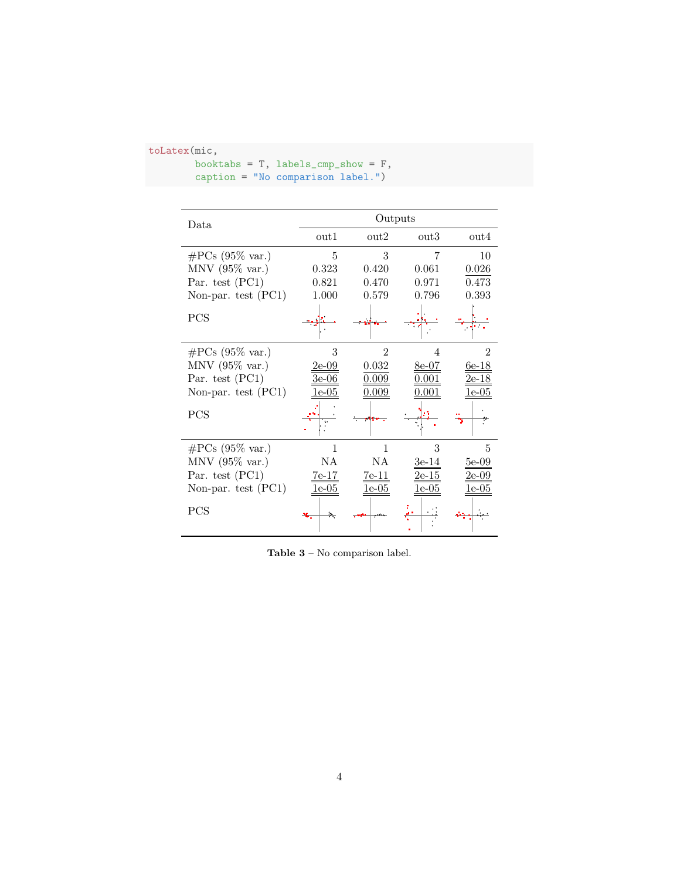```r
toLatex(mic,
        booktabs = T, labels_cmp_show = F,
        caption = "No comparison label.")
```

| Data | Outputs | | | |
|---|---|---|---|---|
| | out1 | out2 | out3 | out4 |
| #PCs (95% var.) | 5 | 3 | 7 | 10 |
| MNV (95% var.) | 0.323 | 0.420 | 0.061 | 0.026 |
| Par. test (PC1) | 0.821 | 0.470 | 0.971 | 0.473 |
| Non-par. test (PC1) | 1.000 | 0.579 | 0.796 | 0.393 |
| PCS | | | | |
| #PCs (95% var.) | 3 | 2 | 4 | 2 |
| MNV (95% var.) | 2e-09 | 0.032 | 8e-07 | 6e-18 |
| Par. test (PC1) | 3e-06 | 0.009 | 0.001 | 2e-18 |
| Non-par. test (PC1) | 1e-05 | 0.009 | 0.001 | 1e-05 |
| PCS | | | | |
| #PCs (95% var.) | 1 | 1 | 3 | 5 |
| MNV (95% var.) | NA | NA | 3e-14 | 5e-09 |
| Par. test (PC1) | 7e-17 | 7e-11 | 2e-15 | 2e-09 |
| Non-par. test (PC1) | 1e-05 | 1e-05 | 1e-05 | 1e-05 |
| PCS | | | | |

**Table 3** – No comparison label.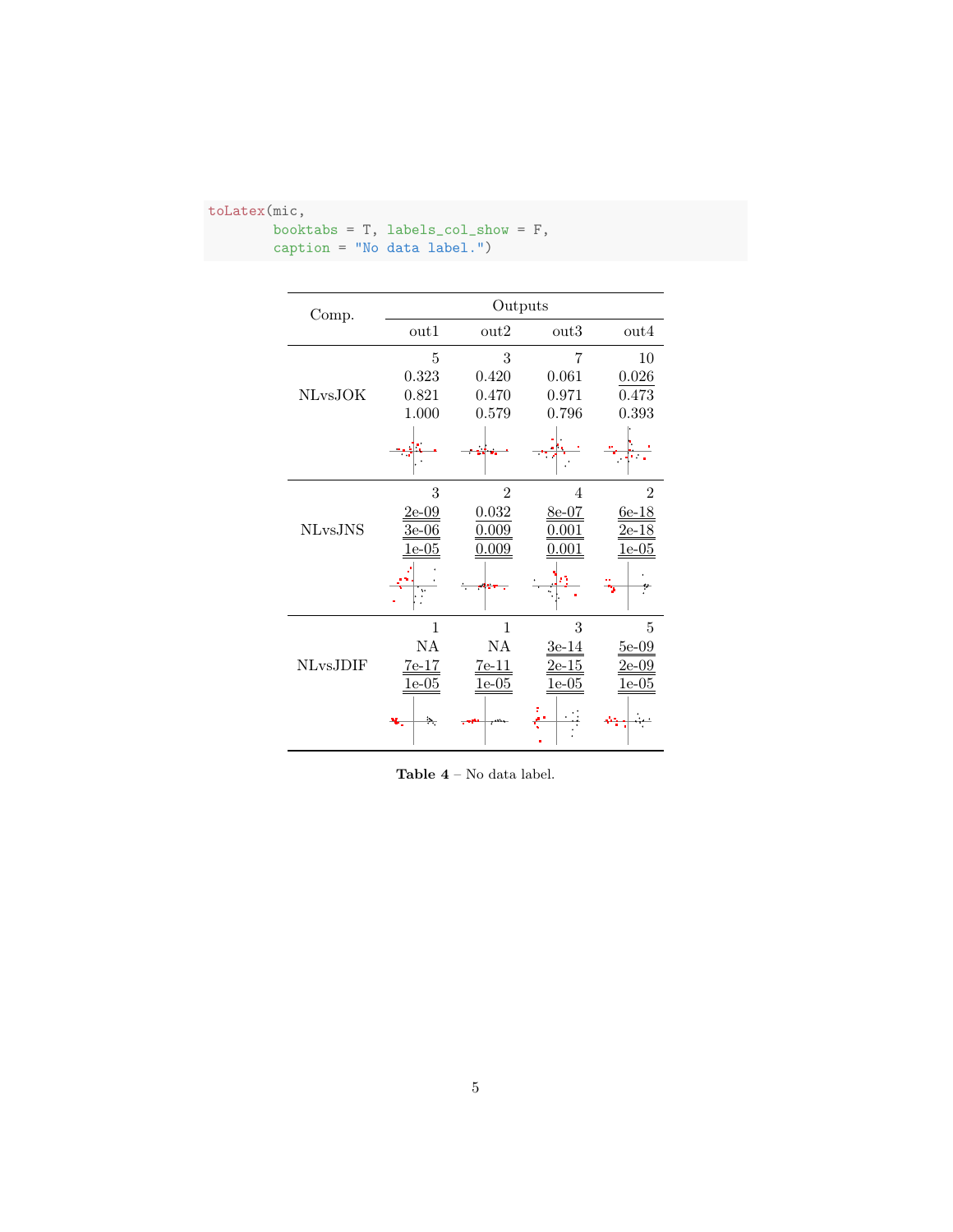```
toLatex(mic,
        booktabs = T, labels_col_show = F,
        caption = "No data label.")
```

| Comp. | Outputs | | | |
|---|---|---|---|---|
| | out1 | out2 | out3 | out4 |
| NLvsJOK | 5<br>0.323<br>0.821<br>1.000 | 3<br>0.420<br>0.470<br>0.579 | 7<br>0.061<br>0.971<br>0.796 | 10<br>0.026<br>0.473<br>0.393 |
| NLvsJNS | 3<br>2e-09<br>3e-06<br>1e-05 | 2<br>0.032<br>0.009<br>0.009 | 4<br>8e-07<br>0.001<br>0.001 | 2<br>6e-18<br>2e-18<br>1e-05 |
| NLvsJDIF | 1<br>NA<br>7e-17<br>1e-05 | 1<br>NA<br>7e-11<br>1e-05 | 3<br>3e-14<br>2e-15<br>1e-05 | 5<br>5e-09<br>2e-09<br>1e-05 |

**Table 4** – No data label.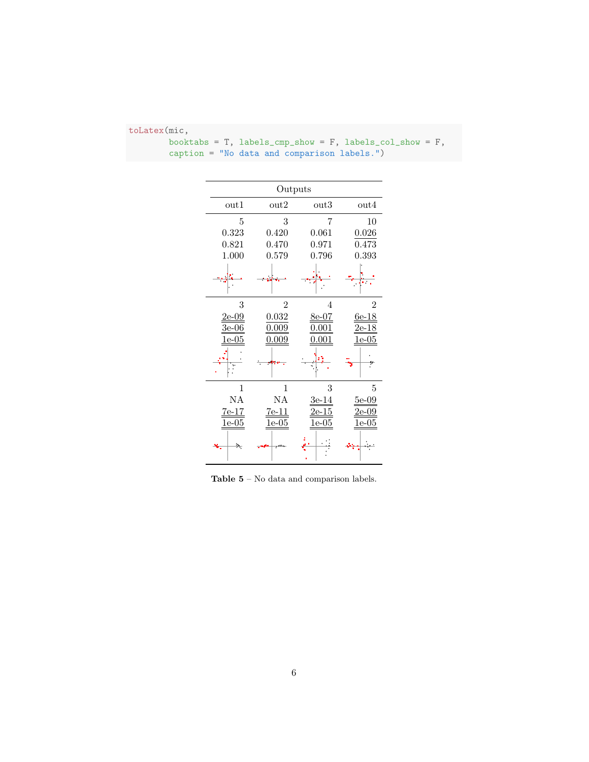```
toLatex(mic,
        booktabs = T, labels_cmp_show = F, labels_col_show = F,
        caption = "No data and comparison labels.")
```

| Outputs | | | |
|---|---|---|---|
| out1 | out2 | out3 | out4 |
| 5 | 3 | 7 | 10 |
| 0.323 | 0.420 | 0.061 | 0.026 |
| 0.821 | 0.470 | 0.971 | 0.473 |
| 1.000 | 0.579 | 0.796 | 0.393 |
| | | | |
| 3 | 2 | 4 | 2 |
| 2e-09 | 0.032 | 8e-07 | 6e-18 |
| 3e-06 | 0.009 | 0.001 | 2e-18 |
| 1e-05 | 0.009 | 0.001 | 1e-05 |
| | | | |
| 1 | 1 | 3 | 5 |
| NA | NA | 3e-14 | 5e-09 |
| 7e-17 | 7e-11 | 2e-15 | 2e-09 |
| 1e-05 | 1e-05 | 1e-05 | 1e-05 |
| | | | |

**Table 5** – No data and comparison labels.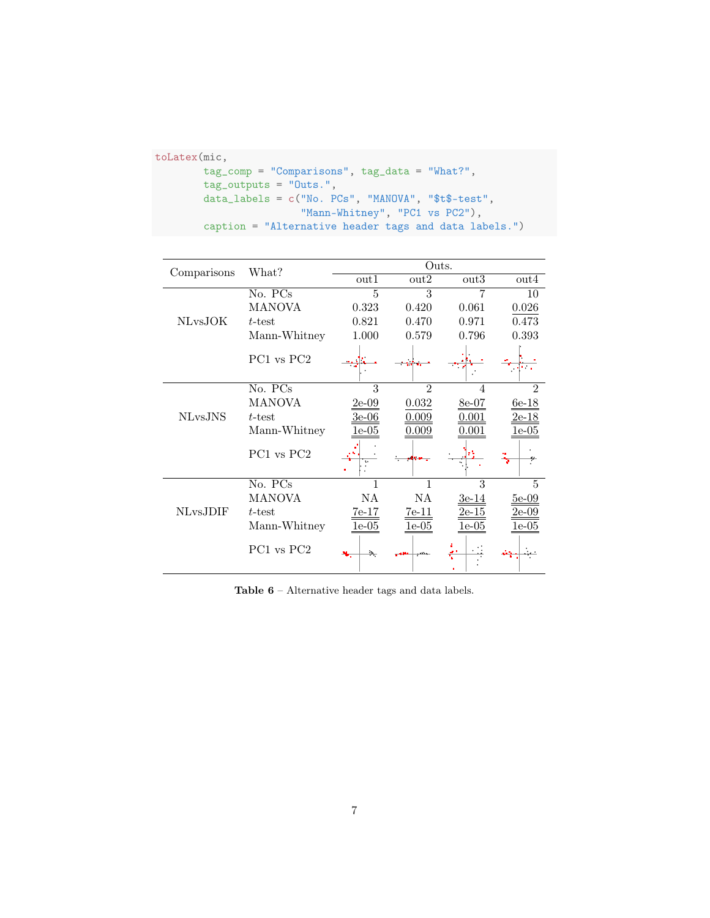```r
toLatex(mic,
        tag_comp = "Comparisons", tag_data = "What?",
        tag_outputs = "Outs.",
        data_labels = c("No. PCs", "MANOVA", "$t$-test",
                     "Mann-Whitney", "PC1 vs PC2"),
        caption = "Alternative header tags and data labels.")
```

| Comparisons | What? | Outs. | | | |
|---|---|---|---|---|---|
| | | out1 | out2 | out3 | out4 |
| NLvsJOK | No. PCs | 5 | 3 | 7 | 10 |
| | MANOVA | 0.323 | 0.420 | 0.061 | 0.026 |
| | $t$-test | 0.821 | 0.470 | 0.971 | 0.473 |
| | Mann-Whitney | 1.000 | 0.579 | 0.796 | 0.393 |
| | PC1 vs PC2 | | | | |
| NLvsJNS | No. PCs | 3 | 2 | 4 | 2 |
| | MANOVA | 2e-09 | 0.032 | 8e-07 | 6e-18 |
| | $t$-test | 3e-06 | 0.009 | 0.001 | 2e-18 |
| | Mann-Whitney | 1e-05 | 0.009 | 0.001 | 1e-05 |
| | PC1 vs PC2 | | | | |
| NLvsJDIF | No. PCs | 1 | 1 | 3 | 5 |
| | MANOVA | NA | NA | 3e-14 | 5e-09 |
| | $t$-test | 7e-17 | 7e-11 | 2e-15 | 2e-09 |
| | Mann-Whitney | 1e-05 | 1e-05 | 1e-05 | 1e-05 |
| | PC1 vs PC2 | | | | |

**Table 6** – Alternative header tags and data labels.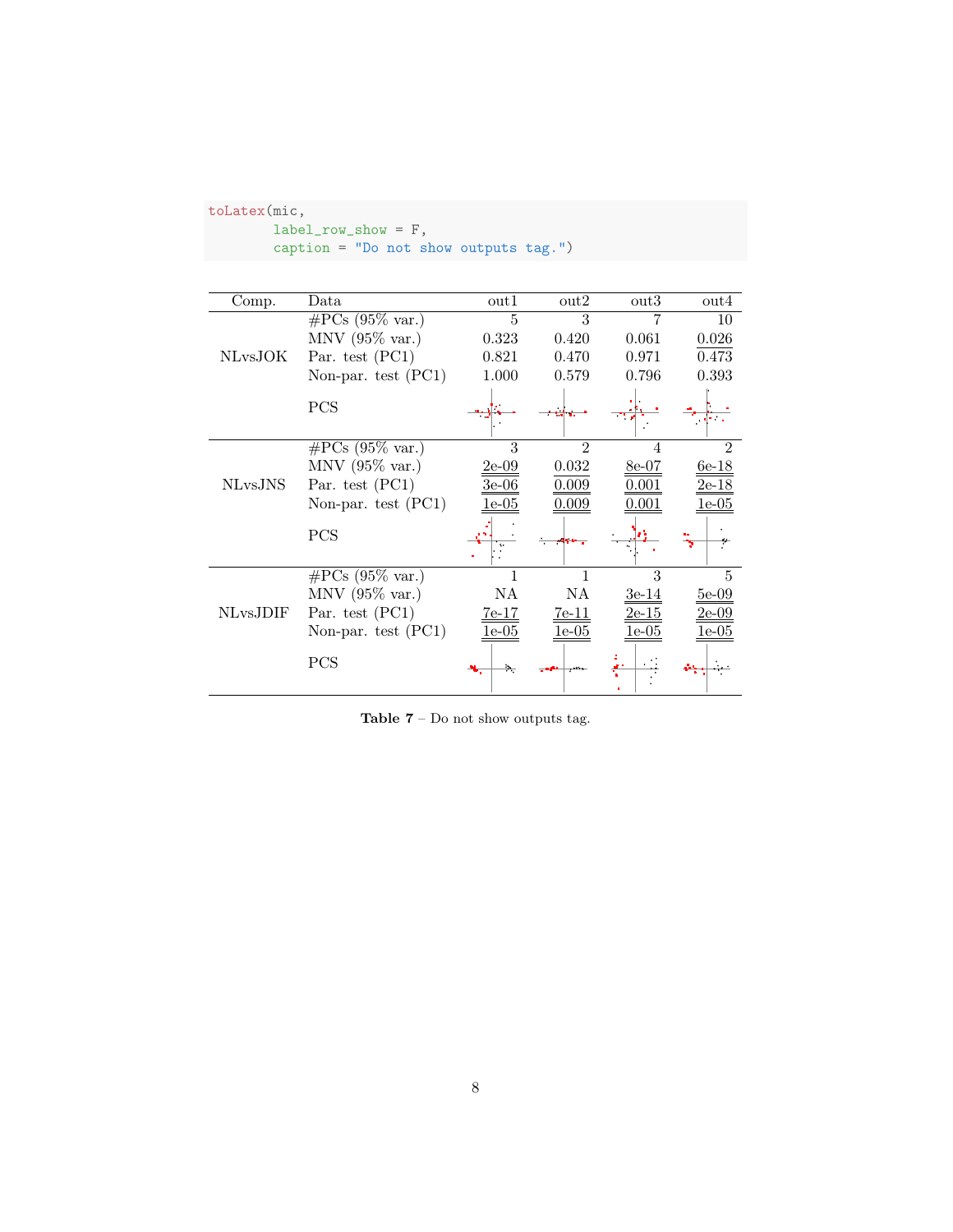```
toLatex(mic,
        label_row_show = F,
        caption = "Do not show outputs tag.")
```

| Comp. | Data | out1 | out2 | out3 | out4 |
|---|---|---|---|---|---|
| NLvsJOK | #PCs (95% var.) | 5 | 3 | 7 | 10 |
| | MNV (95% var.) | 0.323 | 0.420 | 0.061 | 0.026 |
| | Par. test (PC1) | 0.821 | 0.470 | 0.971 | 0.473 |
| | Non-par. test (PC1) | 1.000 | 0.579 | 0.796 | 0.393 |
| | PCS | | | | |
| NLvsJNS | #PCs (95% var.) | 3 | 2 | 4 | 2 |
| | MNV (95% var.) | 2e-09 | 0.032 | 8e-07 | 6e-18 |
| | Par. test (PC1) | 3e-06 | 0.009 | 0.001 | 2e-18 |
| | Non-par. test (PC1) | 1e-05 | 0.009 | 0.001 | 1e-05 |
| | PCS | | | | |
| NLvsJDIF | #PCs (95% var.) | 1 | 1 | 3 | 5 |
| | MNV (95% var.) | NA | NA | 3e-14 | 5e-09 |
| | Par. test (PC1) | 7e-17 | 7e-11 | 2e-15 | 2e-09 |
| | Non-par. test (PC1) | 1e-05 | 1e-05 | 1e-05 | 1e-05 |
| | PCS | | | | |

**Table 7** – Do not show outputs tag.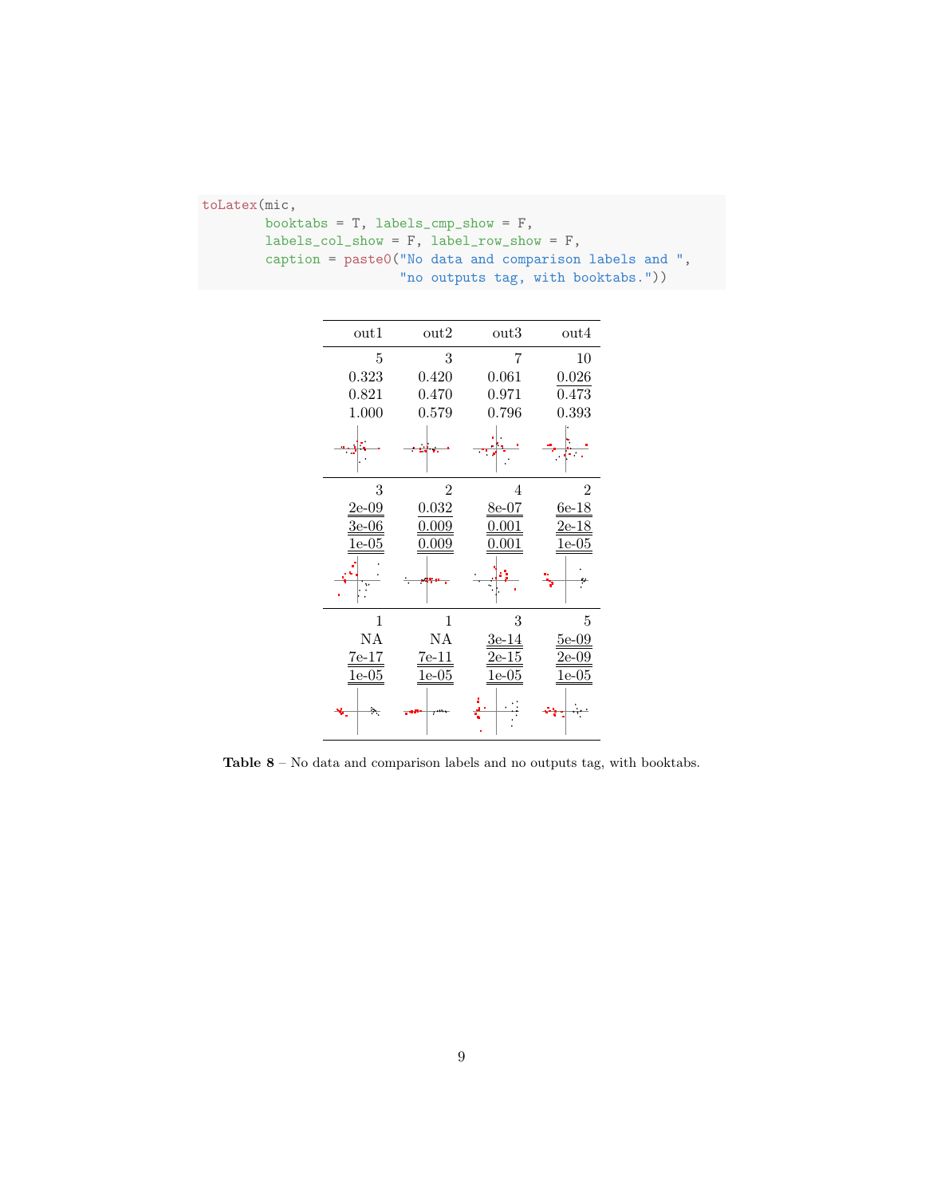```r
toLatex(mic,
        booktabs = T, labels_cmp_show = F,
        labels_col_show = F, label_row_show = F,
        caption = paste0("No data and comparison labels and ",
                         "no outputs tag, with booktabs."))
```

| out1 | out2 | out3 | out4 |
|---:|---:|---:|---:|
| 5 | 3 | 7 | 10 |
| 0.323 | 0.420 | 0.061 | 0.026 |
| 0.821 | 0.470 | 0.971 | 0.473 |
| 1.000 | 0.579 | 0.796 | 0.393 |
| | | | |
| 3 | 2 | 4 | 2 |
| 2e-09 | 0.032 | 8e-07 | 6e-18 |
| 3e-06 | 0.009 | 0.001 | 2e-18 |
| 1e-05 | 0.009 | 0.001 | 1e-05 |
| | | | |
| 1 | 1 | 3 | 5 |
| NA | NA | 3e-14 | 5e-09 |
| 7e-17 | 7e-11 | 2e-15 | 2e-09 |
| 1e-05 | 1e-05 | 1e-05 | 1e-05 |
| | | | |

**Table 8** – No data and comparison labels and no outputs tag, with booktabs.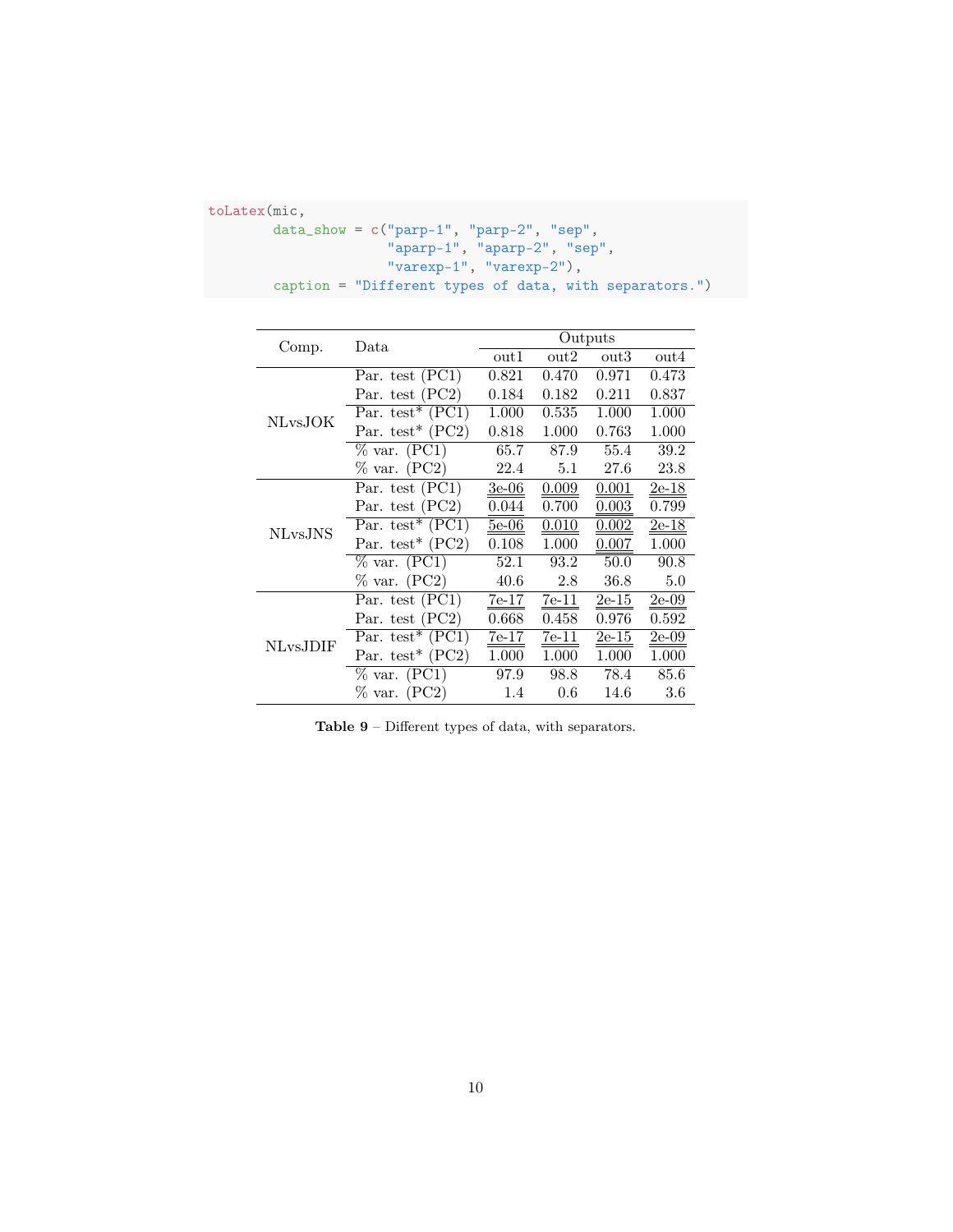```r
toLatex(mic,
        data_show = c("parp-1", "parp-2", "sep",
                      "aparp-1", "aparp-2", "sep",
                      "varexp-1", "varexp-2"),
        caption = "Different types of data, with separators.")
```

| Comp. | Data | Outputs | | | |
|---|---|---|---|---|---|
| | | out1 | out2 | out3 | out4 |
| NLvsJOK | Par. test (PC1) | 0.821 | 0.470 | 0.971 | 0.473 |
| | Par. test (PC2) | 0.184 | 0.182 | 0.211 | 0.837 |
| | Par. test* (PC1) | 1.000 | 0.535 | 1.000 | 1.000 |
| | Par. test* (PC2) | 0.818 | 1.000 | 0.763 | 1.000 |
| | % var. (PC1) | 65.7 | 87.9 | 55.4 | 39.2 |
| | % var. (PC2) | 22.4 | 5.1 | 27.6 | 23.8 |
| NLvsJNS | Par. test (PC1) | 3e-06 | 0.009 | 0.001 | 2e-18 |
| | Par. test (PC2) | 0.044 | 0.700 | 0.003 | 0.799 |
| | Par. test* (PC1) | 5e-06 | 0.010 | 0.002 | 2e-18 |
| | Par. test* (PC2) | 0.108 | 1.000 | 0.007 | 1.000 |
| | % var. (PC1) | 52.1 | 93.2 | 50.0 | 90.8 |
| | % var. (PC2) | 40.6 | 2.8 | 36.8 | 5.0 |
| NLvsJDIF | Par. test (PC1) | 7e-17 | 7e-11 | 2e-15 | 2e-09 |
| | Par. test (PC2) | 0.668 | 0.458 | 0.976 | 0.592 |
| | Par. test* (PC1) | 7e-17 | 7e-11 | 2e-15 | 2e-09 |
| | Par. test* (PC2) | 1.000 | 1.000 | 1.000 | 1.000 |
| | % var. (PC1) | 97.9 | 98.8 | 78.4 | 85.6 |
| | % var. (PC2) | 1.4 | 0.6 | 14.6 | 3.6 |

**Table 9** – Different types of data, with separators.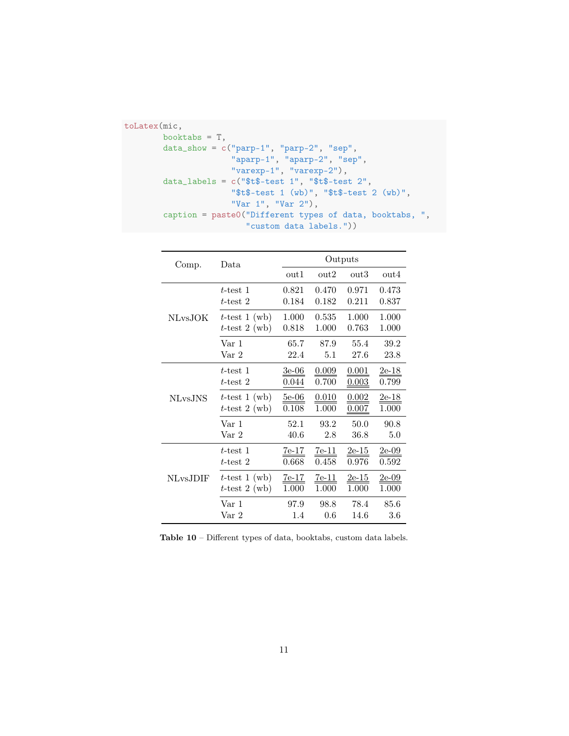```
toLatex(mic,
        booktabs = T,
        data_show = c("parp-1", "parp-2", "sep",
                      "aparp-1", "aparp-2", "sep",
                      "varexp-1", "varexp-2"),
        data_labels = c("$t$-test 1", "$t$-test 2",
                        "$t$-test 1 (wb)", "$t$-test 2 (wb)",
                        "Var 1", "Var 2"),
        caption = paste0("Different types of data, booktabs, ",
                         "custom data labels."))
```

| Comp. | Data | Outputs | | | |
|---|---|---|---|---|---|
| | | out1 | out2 | out3 | out4 |
| NLvsJOK | $t$-test 1 | 0.821 | 0.470 | 0.971 | 0.473 |
| | $t$-test 2 | 0.184 | 0.182 | 0.211 | 0.837 |
| | $t$-test 1 (wb) | 1.000 | 0.535 | 1.000 | 1.000 |
| | $t$-test 2 (wb) | 0.818 | 1.000 | 0.763 | 1.000 |
| | Var 1 | 65.7 | 87.9 | 55.4 | 39.2 |
| | Var 2 | 22.4 | 5.1 | 27.6 | 23.8 |
| NLvsJNS | $t$-test 1 | 3e-06 | 0.009 | 0.001 | 2e-18 |
| | $t$-test 2 | 0.044 | 0.700 | 0.003 | 0.799 |
| | $t$-test 1 (wb) | 5e-06 | 0.010 | 0.002 | 2e-18 |
| | $t$-test 2 (wb) | 0.108 | 1.000 | 0.007 | 1.000 |
| | Var 1 | 52.1 | 93.2 | 50.0 | 90.8 |
| | Var 2 | 40.6 | 2.8 | 36.8 | 5.0 |
| NLvsJDIF | $t$-test 1 | 7e-17 | 7e-11 | 2e-15 | 2e-09 |
| | $t$-test 2 | 0.668 | 0.458 | 0.976 | 0.592 |
| | $t$-test 1 (wb) | 7e-17 | 7e-11 | 2e-15 | 2e-09 |
| | $t$-test 2 (wb) | 1.000 | 1.000 | 1.000 | 1.000 |
| | Var 1 | 97.9 | 98.8 | 78.4 | 85.6 |
| | Var 2 | 1.4 | 0.6 | 14.6 | 3.6 |

**Table 10** – Different types of data, booktabs, custom data labels.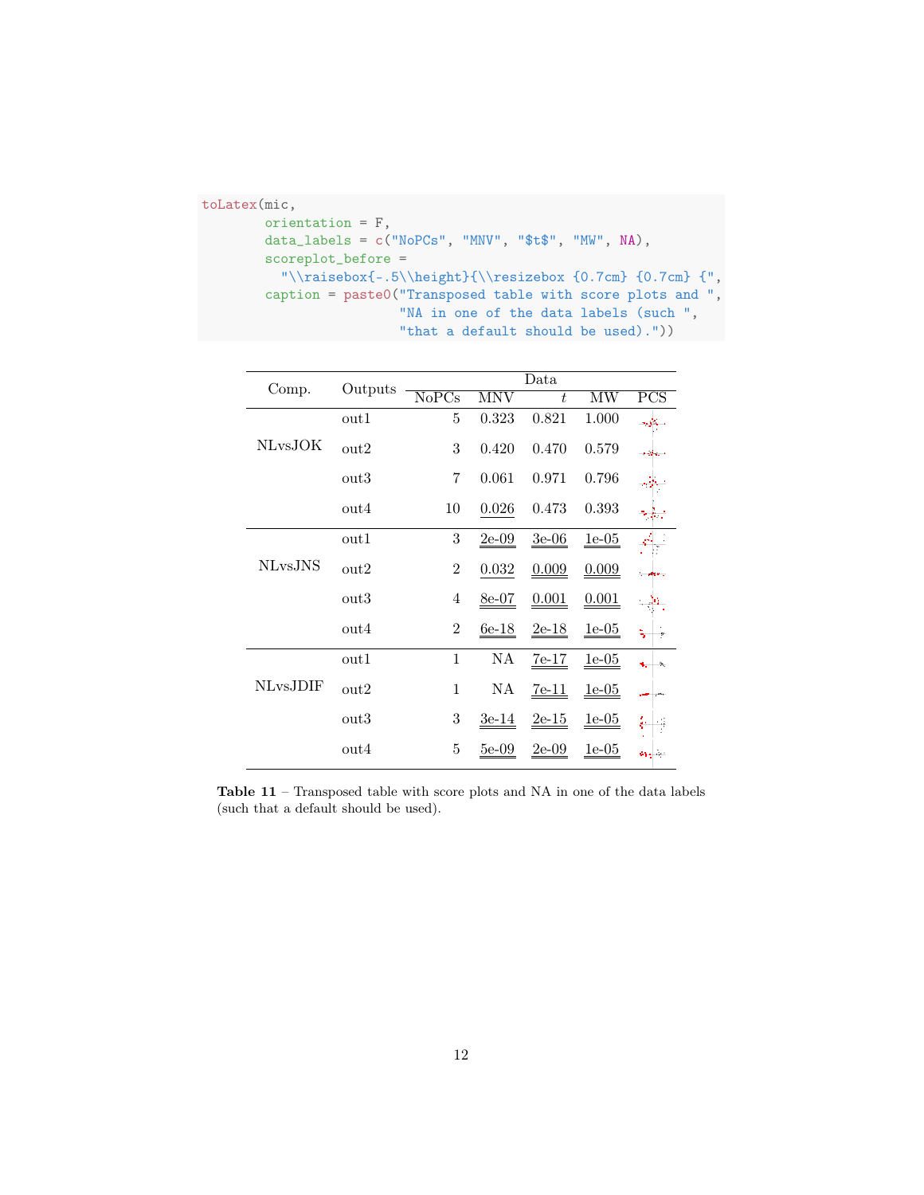```r
toLatex(mic,
        orientation = F,
        data_labels = c("NoPCs", "MNV", "$t$", "MW", NA),
        scoreplot_before =
          "\\raisebox{-.5\\height}{\\resizebox {0.7cm} {0.7cm} {",
        caption = paste0("Transposed table with score plots and ",
                         "NA in one of the data labels (such ",
                         "that a default should be used)."))
```

| Comp. | Outputs | Data | | | | |
|---|---|---|---|---|---|---|
| | | NoPCs | MNV | $t$ | MW | PCS |
| NLvsJOK | out1 | 5 | 0.323 | 0.821 | 1.000 | |
| | out2 | 3 | 0.420 | 0.470 | 0.579 | |
| | out3 | 7 | 0.061 | 0.971 | 0.796 | |
| | out4 | 10 | 0.026 | 0.473 | 0.393 | |
| NLvsJNS | out1 | 3 | 2e-09 | 3e-06 | 1e-05 | |
| | out2 | 2 | 0.032 | 0.009 | 0.009 | |
| | out3 | 4 | 8e-07 | 0.001 | 0.001 | |
| | out4 | 2 | 6e-18 | 2e-18 | 1e-05 | |
| NLvsJDIF | out1 | 1 | NA | 7e-17 | 1e-05 | |
| | out2 | 1 | NA | 7e-11 | 1e-05 | |
| | out3 | 3 | 3e-14 | 2e-15 | 1e-05 | |
| | out4 | 5 | 5e-09 | 2e-09 | 1e-05 | |

**Table 11** – Transposed table with score plots and NA in one of the data labels (such that a default should be used).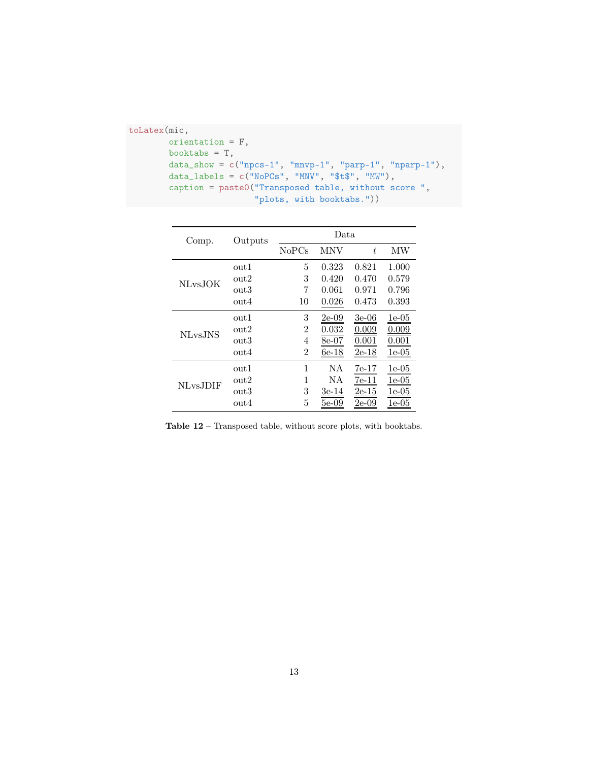```
toLatex(mic,
        orientation = F,
        booktabs = T,
        data_show = c("npcs-1", "mnvp-1", "parp-1", "nparp-1"),
        data_labels = c("NoPCs", "MNV", "$t$", "MW"),
        caption = paste0("Transposed table, without score ",
                         "plots, with booktabs."))
```

| Comp. | Outputs | Data | | | |
|---|---|---|---|---|---|
| | | NoPCs | MNV | $t$ | MW |
| NLvsJOK | out1 | 5 | 0.323 | 0.821 | 1.000 |
| | out2 | 3 | 0.420 | 0.470 | 0.579 |
| | out3 | 7 | 0.061 | 0.971 | 0.796 |
| | out4 | 10 | 0.026 | 0.473 | 0.393 |
| NLvsJNS | out1 | 3 | 2e-09 | 3e-06 | 1e-05 |
| | out2 | 2 | 0.032 | 0.009 | 0.009 |
| | out3 | 4 | 8e-07 | 0.001 | 0.001 |
| | out4 | 2 | 6e-18 | 2e-18 | 1e-05 |
| NLvsJDIF | out1 | 1 | NA | 7e-17 | 1e-05 |
| | out2 | 1 | NA | 7e-11 | 1e-05 |
| | out3 | 3 | 3e-14 | 2e-15 | 1e-05 |
| | out4 | 5 | 5e-09 | 2e-09 | 1e-05 |

**Table 12** – Transposed table, without score plots, with booktabs.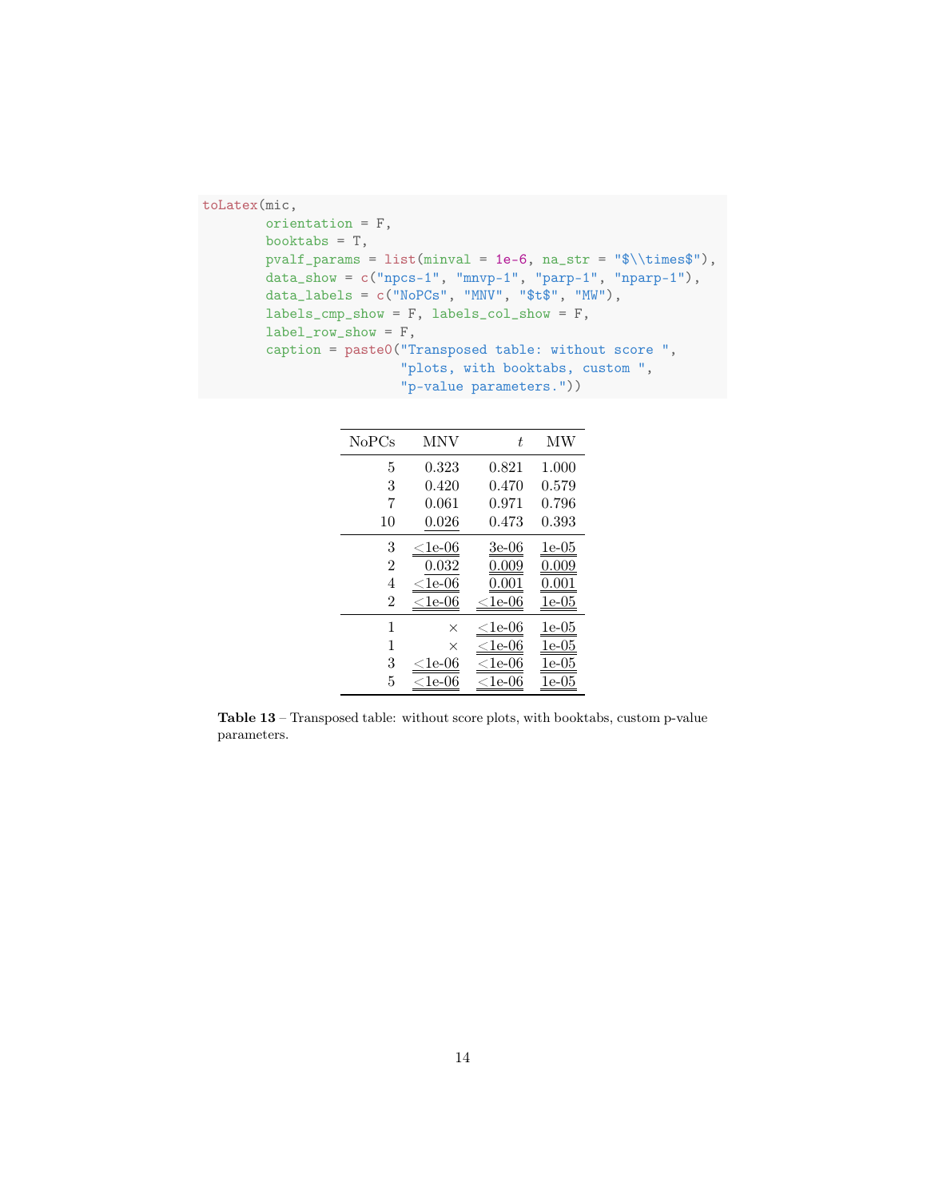```
toLatex(mic,
        orientation = F,
        booktabs = T,
        pvalf_params = list(minval = 1e-6, na_str = "$\\times$"),
        data_show = c("npcs-1", "mnvp-1", "parp-1", "nparp-1"),
        data_labels = c("NoPCs", "MNV", "$t$", "MW"),
        labels_cmp_show = F, labels_col_show = F,
        label_row_show = F,
        caption = paste0("Transposed table: without score ",
                         "plots, with booktabs, custom ",
                         "p-value parameters."))
```

| NoPCs | MNV | $t$ | MW |
|---:|---:|---:|---:|
| 5 | 0.323 | 0.821 | 1.000 |
| 3 | 0.420 | 0.470 | 0.579 |
| 7 | 0.061 | 0.971 | 0.796 |
| 10 | 0.026 | 0.473 | 0.393 |
| 3 | <1e-06 | 3e-06 | 1e-05 |
| 2 | 0.032 | 0.009 | 0.009 |
| 4 | <1e-06 | 0.001 | 0.001 |
| 2 | <1e-06 | <1e-06 | 1e-05 |
| 1 | $\times$ | <1e-06 | 1e-05 |
| 1 | $\times$ | <1e-06 | 1e-05 |
| 3 | <1e-06 | <1e-06 | 1e-05 |
| 5 | <1e-06 | <1e-06 | 1e-05 |

**Table 13** – Transposed table: without score plots, with booktabs, custom p-value parameters.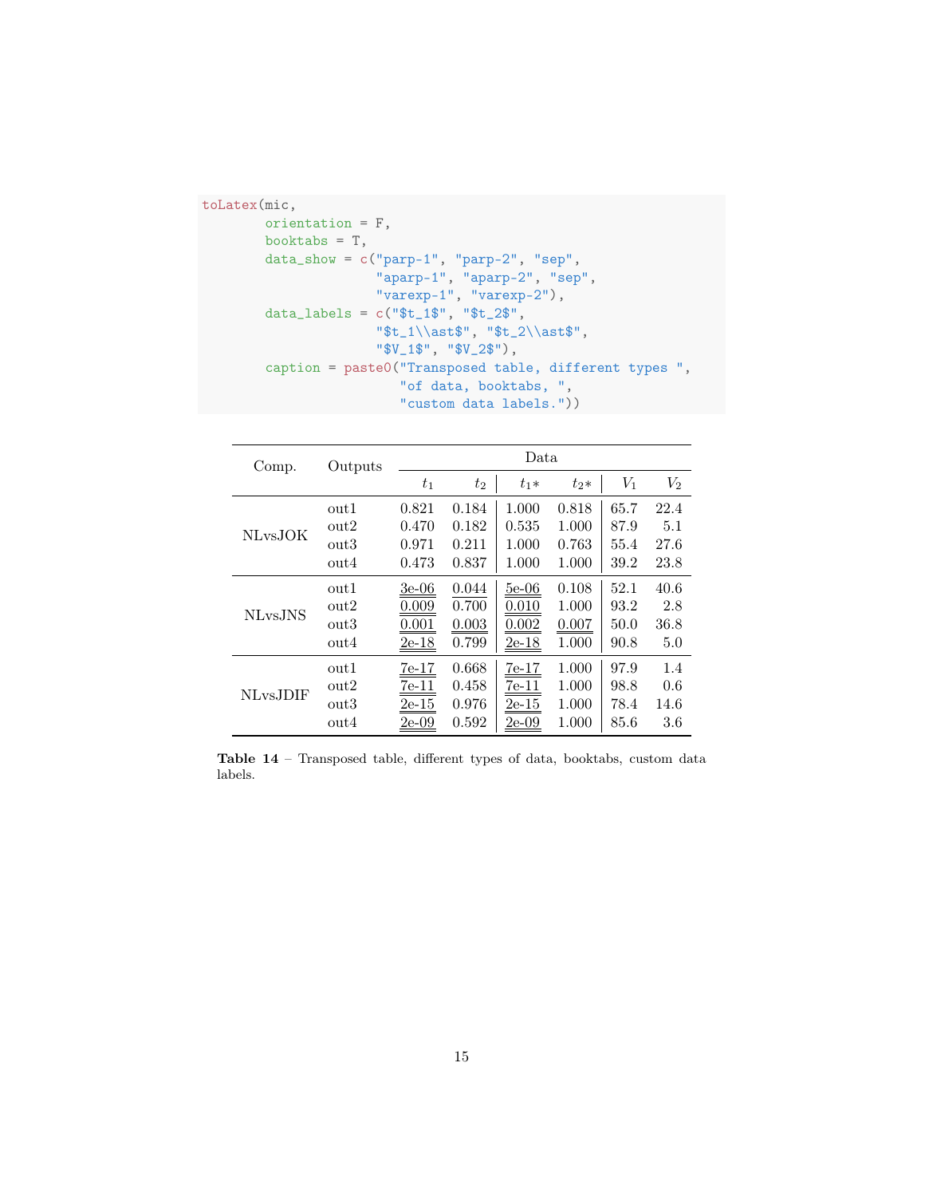```
toLatex(mic,
        orientation = F,
        booktabs = T,
        data_show = c("parp-1", "parp-2", "sep",
                      "aparp-1", "aparp-2", "sep",
                      "varexp-1", "varexp-2"),
        data_labels = c("$t_1$", "$t_2$",
                        "$t_1\\ast$", "$t_2\\ast$",
                        "$V_1$", "$V_2$"),
        caption = paste0("Transposed table, different types ",
                         "of data, booktabs, ",
                         "custom data labels."))
```

| Comp. | Outputs | Data | | | | | |
|---|---|---|---|---|---|---|---|
| | | $t_1$ | $t_2$ | $t_1\ast$ | $t_2\ast$ | $V_1$ | $V_2$ |
| NLvsJOK | out1 | 0.821 | 0.184 | 1.000 | 0.818 | 65.7 | 22.4 |
| | out2 | 0.470 | 0.182 | 0.535 | 1.000 | 87.9 | 5.1 |
| | out3 | 0.971 | 0.211 | 1.000 | 0.763 | 55.4 | 27.6 |
| | out4 | 0.473 | 0.837 | 1.000 | 1.000 | 39.2 | 23.8 |
| NLvsJNS | out1 | 3e-06 | 0.044 | 5e-06 | 0.108 | 52.1 | 40.6 |
| | out2 | 0.009 | 0.700 | 0.010 | 1.000 | 93.2 | 2.8 |
| | out3 | 0.001 | 0.003 | 0.002 | 0.007 | 50.0 | 36.8 |
| | out4 | 2e-18 | 0.799 | 2e-18 | 1.000 | 90.8 | 5.0 |
| NLvsJDIF | out1 | 7e-17 | 0.668 | 7e-17 | 1.000 | 97.9 | 1.4 |
| | out2 | 7e-11 | 0.458 | 7e-11 | 1.000 | 98.8 | 0.6 |
| | out3 | 2e-15 | 0.976 | 2e-15 | 1.000 | 78.4 | 14.6 |
| | out4 | 2e-09 | 0.592 | 2e-09 | 1.000 | 85.6 | 3.6 |

**Table 14** – Transposed table, different types of data, booktabs, custom data labels.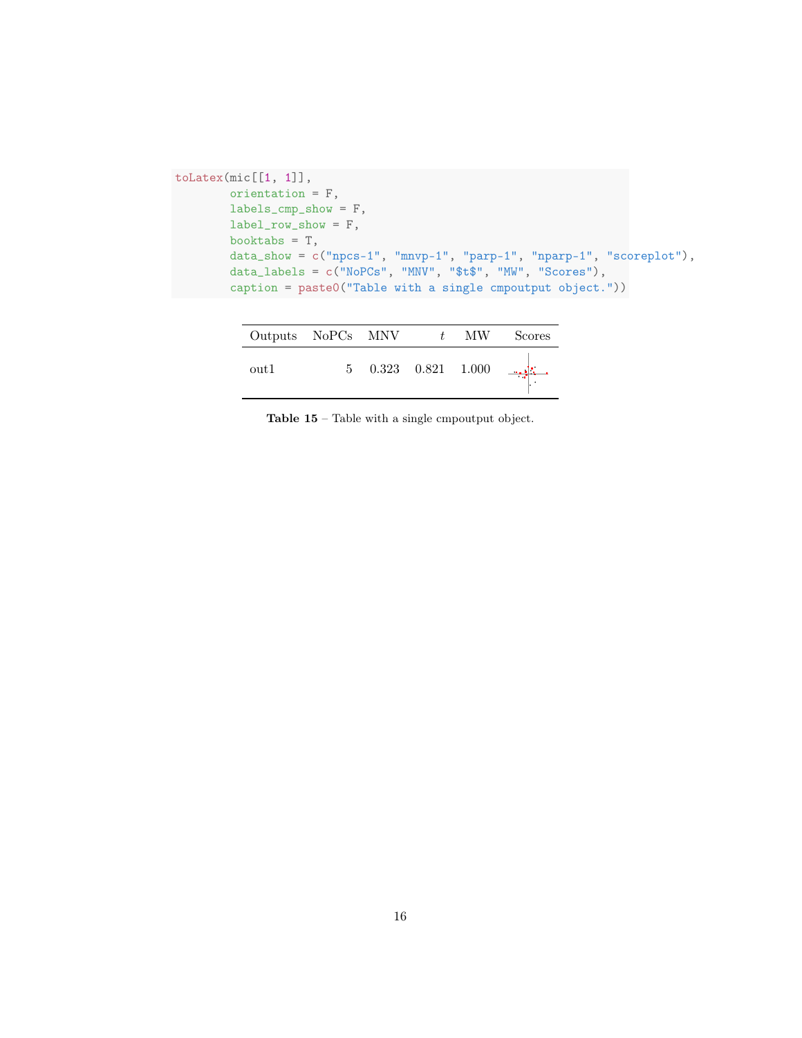```r
toLatex(mic[[1, 1]],
        orientation = F,
        labels_cmp_show = F,
        label_row_show = F,
        booktabs = T,
        data_show = c("npcs-1", "mnvp-1", "parp-1", "nparp-1", "scoreplot"),
        data_labels = c("NoPCs", "MNV", "$t$", "MW", "Scores"),
        caption = paste0("Table with a single cmpoutput object."))
```

| Outputs | NoPCs | MNV | $t$ | MW | Scores |
|---|---|---|---|---|---|
| out1 | 5 | 0.323 | 0.821 | 1.000 | |

**Table 15** – Table with a single cmpoutput object.